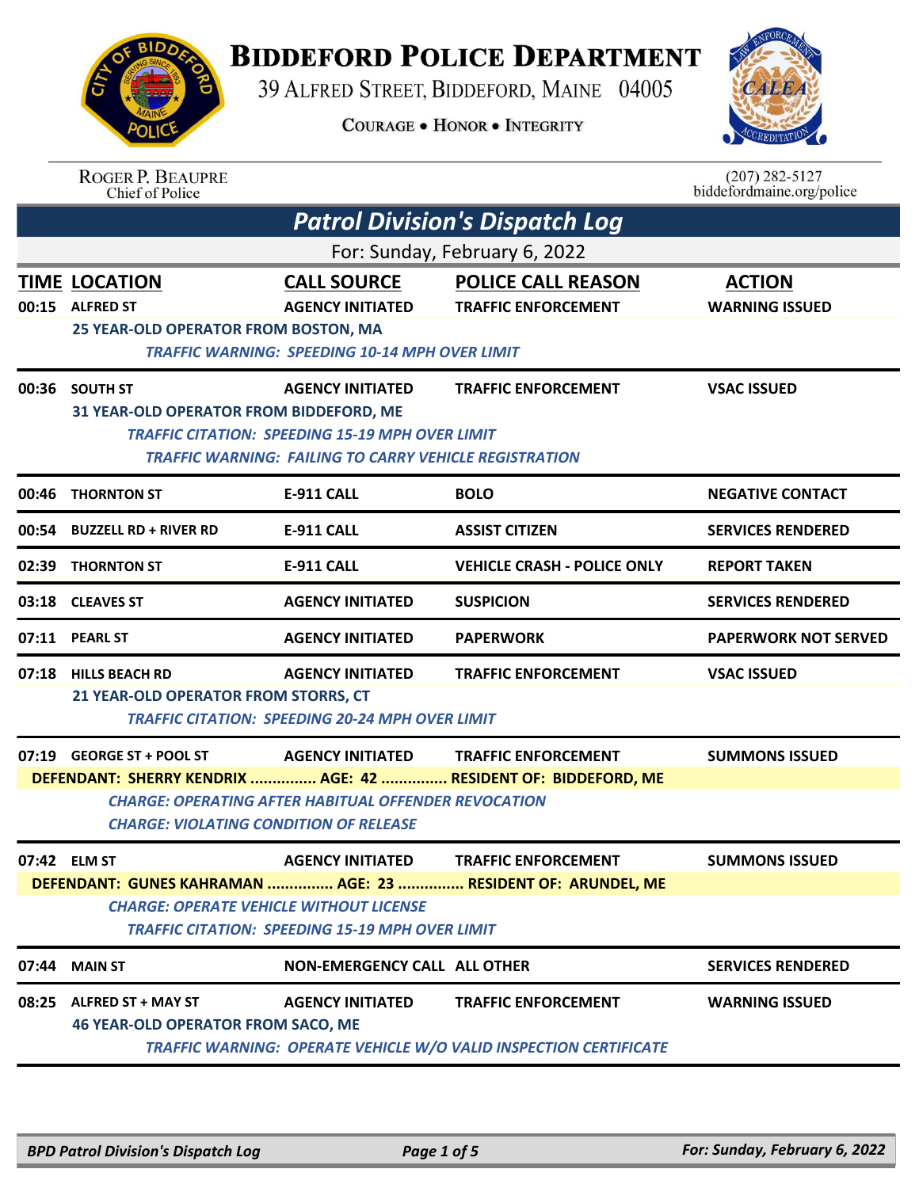# BIDDEFORD POLICE DEPARTMENT

39 ALFRED STREET, BIDDEFORD, MAINE 04005

COURAGE • HONOR • INTEGRITY

ROGER P. BEAUPRE
Chief of Police

(207) 282-5127
biddefordmaine.org/police

## Patrol Division's Dispatch Log

For: Sunday, February 6, 2022

| TIME | LOCATION | CALL SOURCE | POLICE CALL REASON | ACTION |
|---|---|---|---|---|
| 00:15 | ALFRED ST | AGENCY INITIATED | TRAFFIC ENFORCEMENT | WARNING ISSUED |

25 YEAR-OLD OPERATOR FROM BOSTON, MA

*TRAFFIC WARNING: SPEEDING 10-14 MPH OVER LIMIT*

| TIME | LOCATION | CALL SOURCE | POLICE CALL REASON | ACTION |
|---|---|---|---|---|
| 00:36 | SOUTH ST | AGENCY INITIATED | TRAFFIC ENFORCEMENT | VSAC ISSUED |

31 YEAR-OLD OPERATOR FROM BIDDEFORD, ME

*TRAFFIC CITATION: SPEEDING 15-19 MPH OVER LIMIT*

*TRAFFIC WARNING: FAILING TO CARRY VEHICLE REGISTRATION*

| TIME | LOCATION | CALL SOURCE | POLICE CALL REASON | ACTION |
|---|---|---|---|---|
| 00:46 | THORNTON ST | E-911 CALL | BOLO | NEGATIVE CONTACT |
| 00:54 | BUZZELL RD + RIVER RD | E-911 CALL | ASSIST CITIZEN | SERVICES RENDERED |
| 02:39 | THORNTON ST | E-911 CALL | VEHICLE CRASH - POLICE ONLY | REPORT TAKEN |
| 03:18 | CLEAVES ST | AGENCY INITIATED | SUSPICION | SERVICES RENDERED |
| 07:11 | PEARL ST | AGENCY INITIATED | PAPERWORK | PAPERWORK NOT SERVED |
| 07:18 | HILLS BEACH RD | AGENCY INITIATED | TRAFFIC ENFORCEMENT | VSAC ISSUED |

21 YEAR-OLD OPERATOR FROM STORRS, CT

*TRAFFIC CITATION: SPEEDING 20-24 MPH OVER LIMIT*

| TIME | LOCATION | CALL SOURCE | POLICE CALL REASON | ACTION |
|---|---|---|---|---|
| 07:19 | GEORGE ST + POOL ST | AGENCY INITIATED | TRAFFIC ENFORCEMENT | SUMMONS ISSUED |

DEFENDANT: SHERRY KENDRIX ............... AGE: 42 ............... RESIDENT OF: BIDDEFORD, ME

*CHARGE: OPERATING AFTER HABITUAL OFFENDER REVOCATION*

*CHARGE: VIOLATING CONDITION OF RELEASE*

| TIME | LOCATION | CALL SOURCE | POLICE CALL REASON | ACTION |
|---|---|---|---|---|
| 07:42 | ELM ST | AGENCY INITIATED | TRAFFIC ENFORCEMENT | SUMMONS ISSUED |

DEFENDANT: GUNES KAHRAMAN ............... AGE: 23 ............... RESIDENT OF: ARUNDEL, ME

*CHARGE: OPERATE VEHICLE WITHOUT LICENSE*

*TRAFFIC CITATION: SPEEDING 15-19 MPH OVER LIMIT*

| TIME | LOCATION | CALL SOURCE | POLICE CALL REASON | ACTION |
|---|---|---|---|---|
| 07:44 | MAIN ST | NON-EMERGENCY CALL | ALL OTHER | SERVICES RENDERED |
| 08:25 | ALFRED ST + MAY ST | AGENCY INITIATED | TRAFFIC ENFORCEMENT | WARNING ISSUED |

46 YEAR-OLD OPERATOR FROM SACO, ME

*TRAFFIC WARNING: OPERATE VEHICLE W/O VALID INSPECTION CERTIFICATE*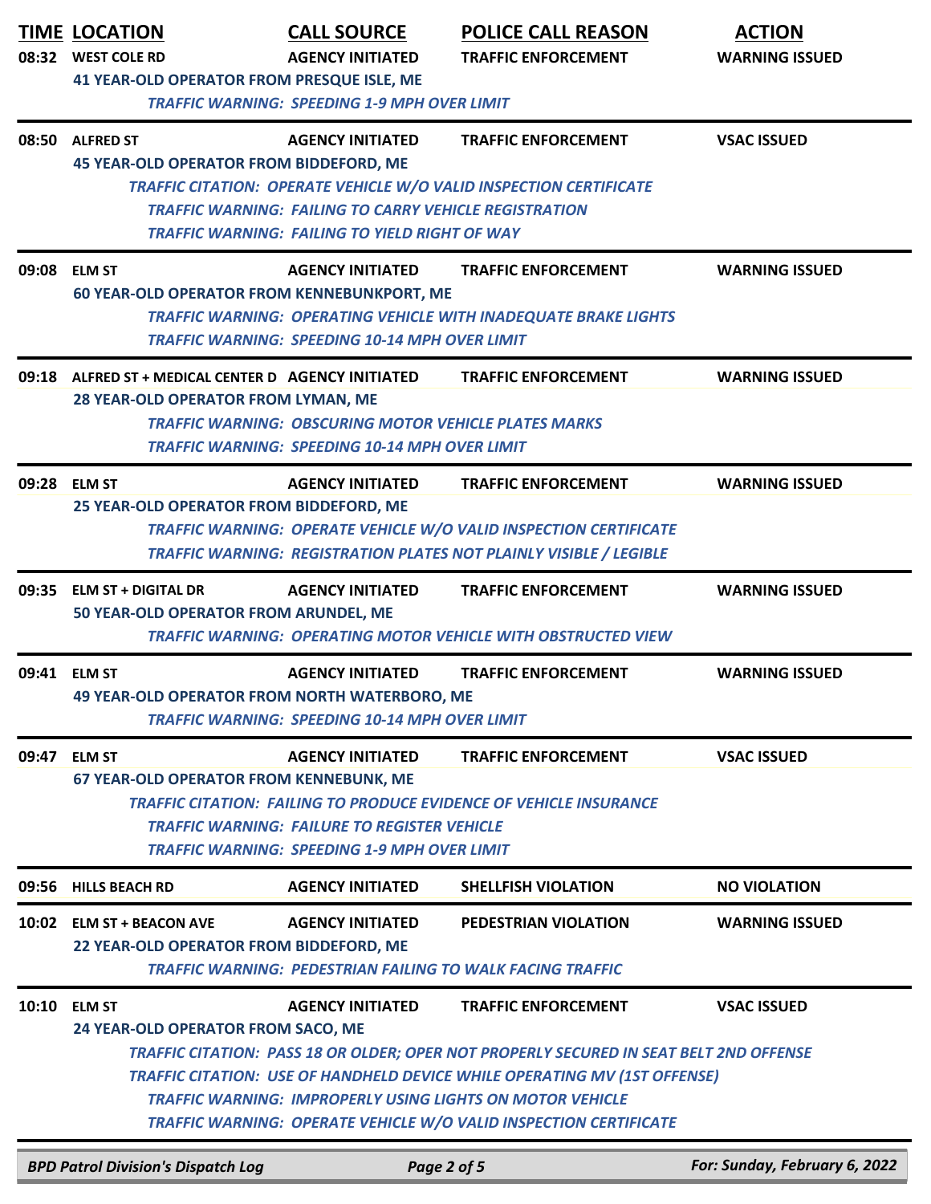| TIME | LOCATION | CALL SOURCE | POLICE CALL REASON | ACTION |
|---|---|---|---|---|
| 08:32 | WEST COLE RD | AGENCY INITIATED | TRAFFIC ENFORCEMENT | WARNING ISSUED |

41 YEAR-OLD OPERATOR FROM PRESQUE ISLE, ME

*TRAFFIC WARNING: SPEEDING 1-9 MPH OVER LIMIT*

| TIME | LOCATION | CALL SOURCE | POLICE CALL REASON | ACTION |
|---|---|---|---|---|
| 08:50 | ALFRED ST | AGENCY INITIATED | TRAFFIC ENFORCEMENT | VSAC ISSUED |

45 YEAR-OLD OPERATOR FROM BIDDEFORD, ME

*TRAFFIC CITATION: OPERATE VEHICLE W/O VALID INSPECTION CERTIFICATE*
*TRAFFIC WARNING: FAILING TO CARRY VEHICLE REGISTRATION*
*TRAFFIC WARNING: FAILING TO YIELD RIGHT OF WAY*

| TIME | LOCATION | CALL SOURCE | POLICE CALL REASON | ACTION |
|---|---|---|---|---|
| 09:08 | ELM ST | AGENCY INITIATED | TRAFFIC ENFORCEMENT | WARNING ISSUED |

60 YEAR-OLD OPERATOR FROM KENNEBUNKPORT, ME

*TRAFFIC WARNING: OPERATING VEHICLE WITH INADEQUATE BRAKE LIGHTS*
*TRAFFIC WARNING: SPEEDING 10-14 MPH OVER LIMIT*

| TIME | LOCATION | CALL SOURCE | POLICE CALL REASON | ACTION |
|---|---|---|---|---|
| 09:18 | ALFRED ST + MEDICAL CENTER D | AGENCY INITIATED | TRAFFIC ENFORCEMENT | WARNING ISSUED |

28 YEAR-OLD OPERATOR FROM LYMAN, ME

*TRAFFIC WARNING: OBSCURING MOTOR VEHICLE PLATES MARKS*
*TRAFFIC WARNING: SPEEDING 10-14 MPH OVER LIMIT*

| TIME | LOCATION | CALL SOURCE | POLICE CALL REASON | ACTION |
|---|---|---|---|---|
| 09:28 | ELM ST | AGENCY INITIATED | TRAFFIC ENFORCEMENT | WARNING ISSUED |

25 YEAR-OLD OPERATOR FROM BIDDEFORD, ME

*TRAFFIC WARNING: OPERATE VEHICLE W/O VALID INSPECTION CERTIFICATE*
*TRAFFIC WARNING: REGISTRATION PLATES NOT PLAINLY VISIBLE / LEGIBLE*

| TIME | LOCATION | CALL SOURCE | POLICE CALL REASON | ACTION |
|---|---|---|---|---|
| 09:35 | ELM ST + DIGITAL DR | AGENCY INITIATED | TRAFFIC ENFORCEMENT | WARNING ISSUED |

50 YEAR-OLD OPERATOR FROM ARUNDEL, ME

*TRAFFIC WARNING: OPERATING MOTOR VEHICLE WITH OBSTRUCTED VIEW*

| TIME | LOCATION | CALL SOURCE | POLICE CALL REASON | ACTION |
|---|---|---|---|---|
| 09:41 | ELM ST | AGENCY INITIATED | TRAFFIC ENFORCEMENT | WARNING ISSUED |

49 YEAR-OLD OPERATOR FROM NORTH WATERBORO, ME

*TRAFFIC WARNING: SPEEDING 10-14 MPH OVER LIMIT*

| TIME | LOCATION | CALL SOURCE | POLICE CALL REASON | ACTION |
|---|---|---|---|---|
| 09:47 | ELM ST | AGENCY INITIATED | TRAFFIC ENFORCEMENT | VSAC ISSUED |

67 YEAR-OLD OPERATOR FROM KENNEBUNK, ME

*TRAFFIC CITATION: FAILING TO PRODUCE EVIDENCE OF VEHICLE INSURANCE*
*TRAFFIC WARNING: FAILURE TO REGISTER VEHICLE*
*TRAFFIC WARNING: SPEEDING 1-9 MPH OVER LIMIT*

| TIME | LOCATION | CALL SOURCE | POLICE CALL REASON | ACTION |
|---|---|---|---|---|
| 09:56 | HILLS BEACH RD | AGENCY INITIATED | SHELLFISH VIOLATION | NO VIOLATION |
| 10:02 | ELM ST + BEACON AVE | AGENCY INITIATED | PEDESTRIAN VIOLATION | WARNING ISSUED |

22 YEAR-OLD OPERATOR FROM BIDDEFORD, ME

*TRAFFIC WARNING: PEDESTRIAN FAILING TO WALK FACING TRAFFIC*

| TIME | LOCATION | CALL SOURCE | POLICE CALL REASON | ACTION |
|---|---|---|---|---|
| 10:10 | ELM ST | AGENCY INITIATED | TRAFFIC ENFORCEMENT | VSAC ISSUED |

24 YEAR-OLD OPERATOR FROM SACO, ME

*TRAFFIC CITATION: PASS 18 OR OLDER; OPER NOT PROPERLY SECURED IN SEAT BELT 2ND OFFENSE*
*TRAFFIC CITATION: USE OF HANDHELD DEVICE WHILE OPERATING MV (1ST OFFENSE)*
*TRAFFIC WARNING: IMPROPERLY USING LIGHTS ON MOTOR VEHICLE*
*TRAFFIC WARNING: OPERATE VEHICLE W/O VALID INSPECTION CERTIFICATE*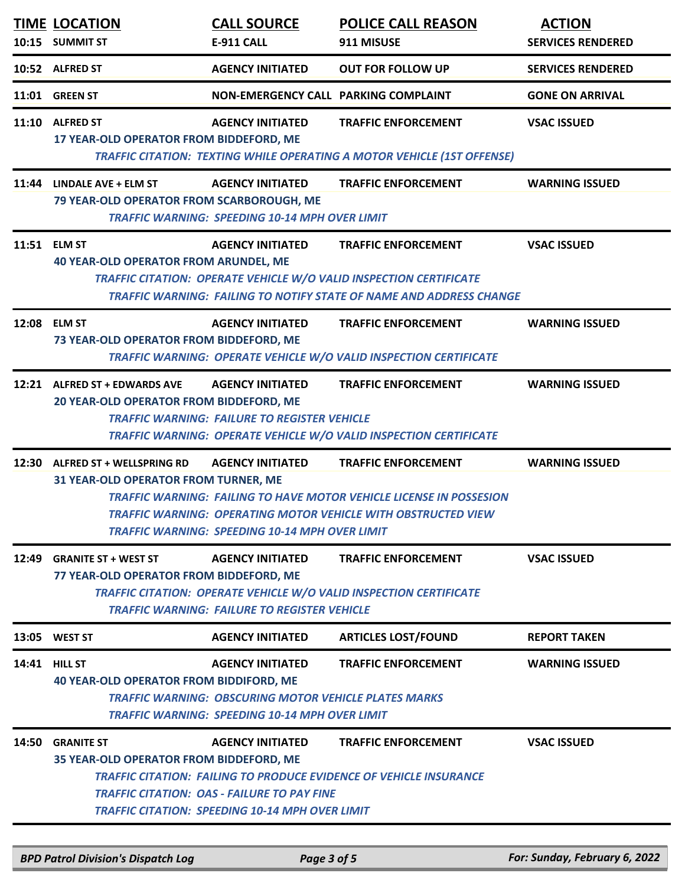| TIME | LOCATION | CALL SOURCE | POLICE CALL REASON | ACTION |
|---|---|---|---|---|
| 10:15 | SUMMIT ST | E-911 CALL | 911 MISUSE | SERVICES RENDERED |
| 10:52 | ALFRED ST | AGENCY INITIATED | OUT FOR FOLLOW UP | SERVICES RENDERED |
| 11:01 | GREEN ST | NON-EMERGENCY CALL | PARKING COMPLAINT | GONE ON ARRIVAL |
| 11:10 | ALFRED ST | AGENCY INITIATED | TRAFFIC ENFORCEMENT | VSAC ISSUED |
| | 17 YEAR-OLD OPERATOR FROM BIDDEFORD, ME | | | |
| | *TRAFFIC CITATION: TEXTING WHILE OPERATING A MOTOR VEHICLE (1ST OFFENSE)* | | | |
| 11:44 | LINDALE AVE + ELM ST | AGENCY INITIATED | TRAFFIC ENFORCEMENT | WARNING ISSUED |
| | 79 YEAR-OLD OPERATOR FROM SCARBOROUGH, ME | | | |
| | *TRAFFIC WARNING: SPEEDING 10-14 MPH OVER LIMIT* | | | |
| 11:51 | ELM ST | AGENCY INITIATED | TRAFFIC ENFORCEMENT | VSAC ISSUED |
| | 40 YEAR-OLD OPERATOR FROM ARUNDEL, ME | | | |
| | *TRAFFIC CITATION: OPERATE VEHICLE W/O VALID INSPECTION CERTIFICATE* | | | |
| | *TRAFFIC WARNING: FAILING TO NOTIFY STATE OF NAME AND ADDRESS CHANGE* | | | |
| 12:08 | ELM ST | AGENCY INITIATED | TRAFFIC ENFORCEMENT | WARNING ISSUED |
| | 73 YEAR-OLD OPERATOR FROM BIDDEFORD, ME | | | |
| | *TRAFFIC WARNING: OPERATE VEHICLE W/O VALID INSPECTION CERTIFICATE* | | | |
| 12:21 | ALFRED ST + EDWARDS AVE | AGENCY INITIATED | TRAFFIC ENFORCEMENT | WARNING ISSUED |
| | 20 YEAR-OLD OPERATOR FROM BIDDEFORD, ME | | | |
| | *TRAFFIC WARNING: FAILURE TO REGISTER VEHICLE* | | | |
| | *TRAFFIC WARNING: OPERATE VEHICLE W/O VALID INSPECTION CERTIFICATE* | | | |
| 12:30 | ALFRED ST + WELLSPRING RD | AGENCY INITIATED | TRAFFIC ENFORCEMENT | WARNING ISSUED |
| | 31 YEAR-OLD OPERATOR FROM TURNER, ME | | | |
| | *TRAFFIC WARNING: FAILING TO HAVE MOTOR VEHICLE LICENSE IN POSSESION* | | | |
| | *TRAFFIC WARNING: OPERATING MOTOR VEHICLE WITH OBSTRUCTED VIEW* | | | |
| | *TRAFFIC WARNING: SPEEDING 10-14 MPH OVER LIMIT* | | | |
| 12:49 | GRANITE ST + WEST ST | AGENCY INITIATED | TRAFFIC ENFORCEMENT | VSAC ISSUED |
| | 77 YEAR-OLD OPERATOR FROM BIDDEFORD, ME | | | |
| | *TRAFFIC CITATION: OPERATE VEHICLE W/O VALID INSPECTION CERTIFICATE* | | | |
| | *TRAFFIC WARNING: FAILURE TO REGISTER VEHICLE* | | | |
| 13:05 | WEST ST | AGENCY INITIATED | ARTICLES LOST/FOUND | REPORT TAKEN |
| 14:41 | HILL ST | AGENCY INITIATED | TRAFFIC ENFORCEMENT | WARNING ISSUED |
| | 40 YEAR-OLD OPERATOR FROM BIDDIFORD, ME | | | |
| | *TRAFFIC WARNING: OBSCURING MOTOR VEHICLE PLATES MARKS* | | | |
| | *TRAFFIC WARNING: SPEEDING 10-14 MPH OVER LIMIT* | | | |
| 14:50 | GRANITE ST | AGENCY INITIATED | TRAFFIC ENFORCEMENT | VSAC ISSUED |
| | 35 YEAR-OLD OPERATOR FROM BIDDEFORD, ME | | | |
| | *TRAFFIC CITATION: FAILING TO PRODUCE EVIDENCE OF VEHICLE INSURANCE* | | | |
| | *TRAFFIC CITATION: OAS - FAILURE TO PAY FINE* | | | |
| | *TRAFFIC CITATION: SPEEDING 10-14 MPH OVER LIMIT* | | | |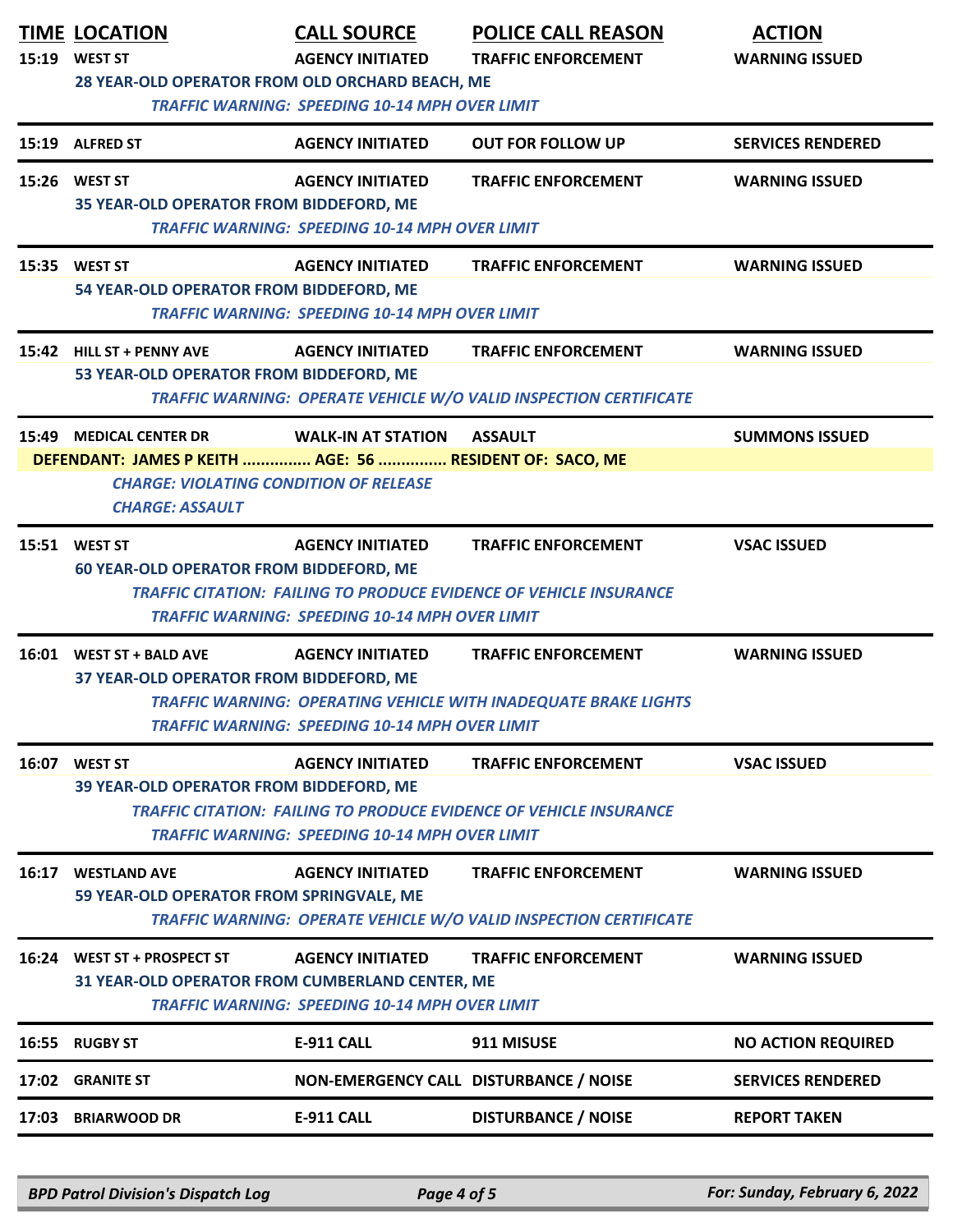| TIME | LOCATION | CALL SOURCE | POLICE CALL REASON | ACTION |
|---|---|---|---|---|
| 15:19 | WEST ST | AGENCY INITIATED | TRAFFIC ENFORCEMENT | WARNING ISSUED |
| | 28 YEAR-OLD OPERATOR FROM OLD ORCHARD BEACH, ME | | | |
| | *TRAFFIC WARNING: SPEEDING 10-14 MPH OVER LIMIT* | | | |
| 15:19 | ALFRED ST | AGENCY INITIATED | OUT FOR FOLLOW UP | SERVICES RENDERED |
| 15:26 | WEST ST | AGENCY INITIATED | TRAFFIC ENFORCEMENT | WARNING ISSUED |
| | 35 YEAR-OLD OPERATOR FROM BIDDEFORD, ME | | | |
| | *TRAFFIC WARNING: SPEEDING 10-14 MPH OVER LIMIT* | | | |
| 15:35 | WEST ST | AGENCY INITIATED | TRAFFIC ENFORCEMENT | WARNING ISSUED |
| | 54 YEAR-OLD OPERATOR FROM BIDDEFORD, ME | | | |
| | *TRAFFIC WARNING: SPEEDING 10-14 MPH OVER LIMIT* | | | |
| 15:42 | HILL ST + PENNY AVE | AGENCY INITIATED | TRAFFIC ENFORCEMENT | WARNING ISSUED |
| | 53 YEAR-OLD OPERATOR FROM BIDDEFORD, ME | | | |
| | *TRAFFIC WARNING: OPERATE VEHICLE W/O VALID INSPECTION CERTIFICATE* | | | |
| 15:49 | MEDICAL CENTER DR | WALK-IN AT STATION | ASSAULT | SUMMONS ISSUED |
| | DEFENDANT: JAMES P KEITH ............... AGE: 56 ............... RESIDENT OF: SACO, ME | | | |
| | *CHARGE: VIOLATING CONDITION OF RELEASE* | | | |
| | *CHARGE: ASSAULT* | | | |
| 15:51 | WEST ST | AGENCY INITIATED | TRAFFIC ENFORCEMENT | VSAC ISSUED |
| | 60 YEAR-OLD OPERATOR FROM BIDDEFORD, ME | | | |
| | *TRAFFIC CITATION: FAILING TO PRODUCE EVIDENCE OF VEHICLE INSURANCE* | | | |
| | *TRAFFIC WARNING: SPEEDING 10-14 MPH OVER LIMIT* | | | |
| 16:01 | WEST ST + BALD AVE | AGENCY INITIATED | TRAFFIC ENFORCEMENT | WARNING ISSUED |
| | 37 YEAR-OLD OPERATOR FROM BIDDEFORD, ME | | | |
| | *TRAFFIC WARNING: OPERATING VEHICLE WITH INADEQUATE BRAKE LIGHTS* | | | |
| | *TRAFFIC WARNING: SPEEDING 10-14 MPH OVER LIMIT* | | | |
| 16:07 | WEST ST | AGENCY INITIATED | TRAFFIC ENFORCEMENT | VSAC ISSUED |
| | 39 YEAR-OLD OPERATOR FROM BIDDEFORD, ME | | | |
| | *TRAFFIC CITATION: FAILING TO PRODUCE EVIDENCE OF VEHICLE INSURANCE* | | | |
| | *TRAFFIC WARNING: SPEEDING 10-14 MPH OVER LIMIT* | | | |
| 16:17 | WESTLAND AVE | AGENCY INITIATED | TRAFFIC ENFORCEMENT | WARNING ISSUED |
| | 59 YEAR-OLD OPERATOR FROM SPRINGVALE, ME | | | |
| | *TRAFFIC WARNING: OPERATE VEHICLE W/O VALID INSPECTION CERTIFICATE* | | | |
| 16:24 | WEST ST + PROSPECT ST | AGENCY INITIATED | TRAFFIC ENFORCEMENT | WARNING ISSUED |
| | 31 YEAR-OLD OPERATOR FROM CUMBERLAND CENTER, ME | | | |
| | *TRAFFIC WARNING: SPEEDING 10-14 MPH OVER LIMIT* | | | |
| 16:55 | RUGBY ST | E-911 CALL | 911 MISUSE | NO ACTION REQUIRED |
| 17:02 | GRANITE ST | NON-EMERGENCY CALL | DISTURBANCE / NOISE | SERVICES RENDERED |
| 17:03 | BRIARWOOD DR | E-911 CALL | DISTURBANCE / NOISE | REPORT TAKEN |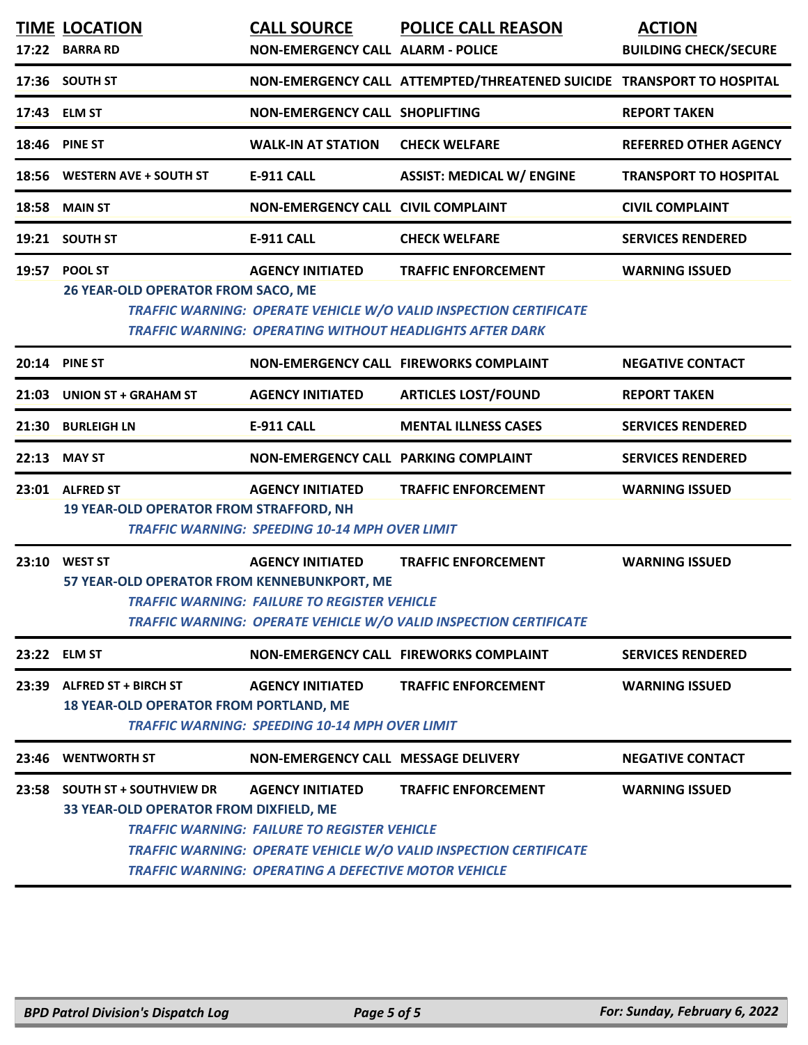| TIME | LOCATION | CALL SOURCE | POLICE CALL REASON | ACTION |
|---|---|---|---|---|
| 17:22 | BARRA RD | NON-EMERGENCY CALL | ALARM - POLICE | BUILDING CHECK/SECURE |
| 17:36 | SOUTH ST | NON-EMERGENCY CALL | ATTEMPTED/THREATENED SUICIDE | TRANSPORT TO HOSPITAL |
| 17:43 | ELM ST | NON-EMERGENCY CALL | SHOPLIFTING | REPORT TAKEN |
| 18:46 | PINE ST | WALK-IN AT STATION | CHECK WELFARE | REFERRED OTHER AGENCY |
| 18:56 | WESTERN AVE + SOUTH ST | E-911 CALL | ASSIST: MEDICAL W/ ENGINE | TRANSPORT TO HOSPITAL |
| 18:58 | MAIN ST | NON-EMERGENCY CALL | CIVIL COMPLAINT | CIVIL COMPLAINT |
| 19:21 | SOUTH ST | E-911 CALL | CHECK WELFARE | SERVICES RENDERED |
| 19:57 | POOL ST<br>26 YEAR-OLD OPERATOR FROM SACO, ME<br>*TRAFFIC WARNING: OPERATE VEHICLE W/O VALID INSPECTION CERTIFICATE*<br>*TRAFFIC WARNING: OPERATING WITHOUT HEADLIGHTS AFTER DARK* | AGENCY INITIATED | TRAFFIC ENFORCEMENT | WARNING ISSUED |
| 20:14 | PINE ST | NON-EMERGENCY CALL | FIREWORKS COMPLAINT | NEGATIVE CONTACT |
| 21:03 | UNION ST + GRAHAM ST | AGENCY INITIATED | ARTICLES LOST/FOUND | REPORT TAKEN |
| 21:30 | BURLEIGH LN | E-911 CALL | MENTAL ILLNESS CASES | SERVICES RENDERED |
| 22:13 | MAY ST | NON-EMERGENCY CALL | PARKING COMPLAINT | SERVICES RENDERED |
| 23:01 | ALFRED ST<br>19 YEAR-OLD OPERATOR FROM STRAFFORD, NH<br>*TRAFFIC WARNING: SPEEDING 10-14 MPH OVER LIMIT* | AGENCY INITIATED | TRAFFIC ENFORCEMENT | WARNING ISSUED |
| 23:10 | WEST ST<br>57 YEAR-OLD OPERATOR FROM KENNEBUNKPORT, ME<br>*TRAFFIC WARNING: FAILURE TO REGISTER VEHICLE*<br>*TRAFFIC WARNING: OPERATE VEHICLE W/O VALID INSPECTION CERTIFICATE* | AGENCY INITIATED | TRAFFIC ENFORCEMENT | WARNING ISSUED |
| 23:22 | ELM ST | NON-EMERGENCY CALL | FIREWORKS COMPLAINT | SERVICES RENDERED |
| 23:39 | ALFRED ST + BIRCH ST<br>18 YEAR-OLD OPERATOR FROM PORTLAND, ME<br>*TRAFFIC WARNING: SPEEDING 10-14 MPH OVER LIMIT* | AGENCY INITIATED | TRAFFIC ENFORCEMENT | WARNING ISSUED |
| 23:46 | WENTWORTH ST | NON-EMERGENCY CALL | MESSAGE DELIVERY | NEGATIVE CONTACT |
| 23:58 | SOUTH ST + SOUTHVIEW DR<br>33 YEAR-OLD OPERATOR FROM DIXFIELD, ME<br>*TRAFFIC WARNING: FAILURE TO REGISTER VEHICLE*<br>*TRAFFIC WARNING: OPERATE VEHICLE W/O VALID INSPECTION CERTIFICATE*<br>*TRAFFIC WARNING: OPERATING A DEFECTIVE MOTOR VEHICLE* | AGENCY INITIATED | TRAFFIC ENFORCEMENT | WARNING ISSUED |